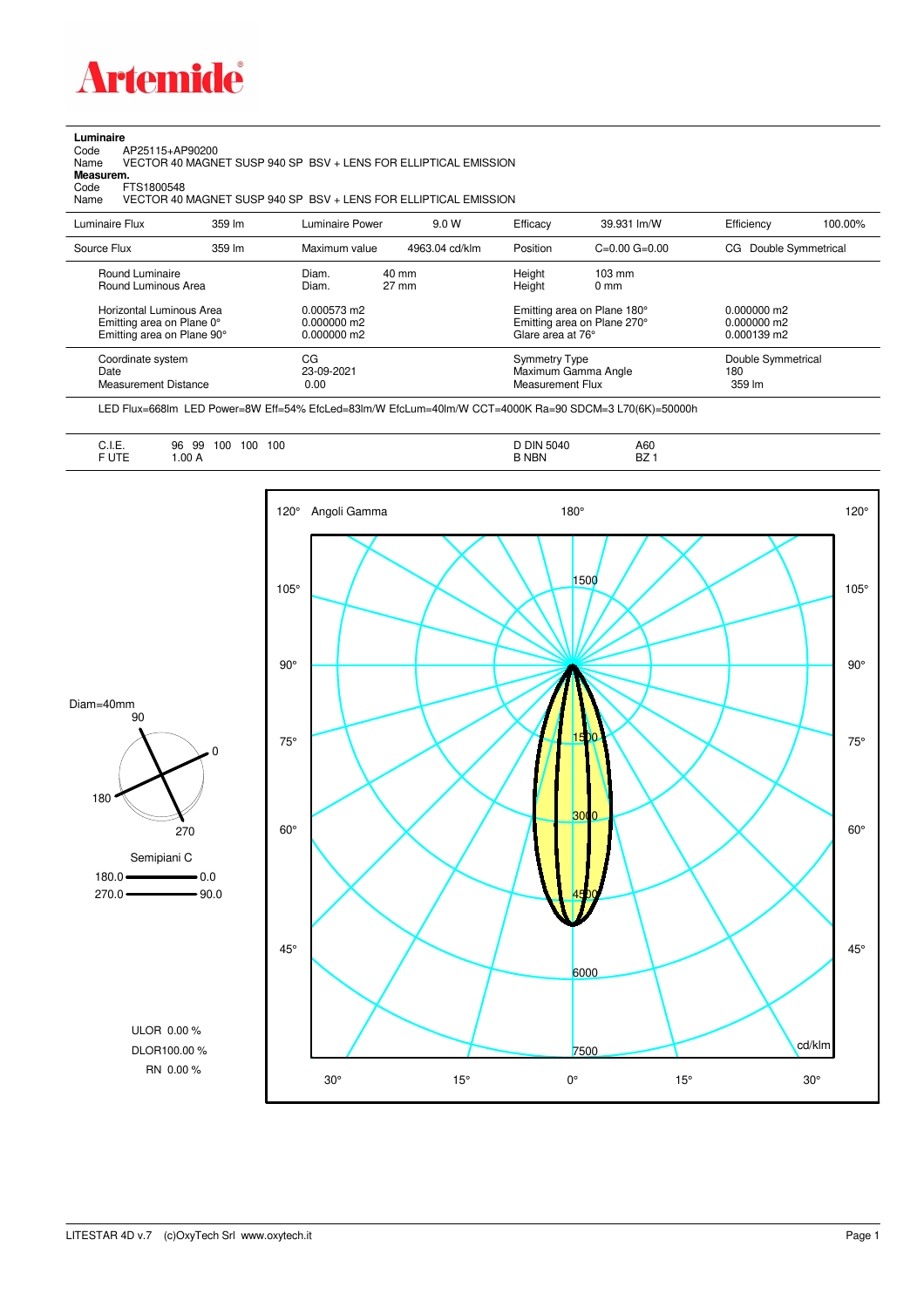# Artemide

**Luminaire**

Code AP25115+AP90200
Name VECTOR 40 MAGNET SUSP 940 SP BSV + LENS FOR ELLIPTICAL EMISSION

**Measurem.**

Code FTS1800548
Name VECTOR 40 MAGNET SUSP 940 SP BSV + LENS FOR ELLIPTICAL EMISSION

| Luminaire Flux | 359 lm | Luminaire Power | 9.0 W | Efficacy | 39.931 lm/W | Efficiency | 100.00% |
|---|---|---|---|---|---|---|---|
| Source Flux | 359 lm | Maximum value | 4963.04 cd/klm | Position | C=0.00 G=0.00 | CG Double Symmetrical | |

| | | | |
|---|---|---|---|
| Round Luminaire | Diam. 40 mm | Height 103 mm | |
| Round Luminous Area | Diam. 27 mm | Height 0 mm | |
| Horizontal Luminous Area | 0.000573 m2 | Emitting area on Plane 180° | 0.000000 m2 |
| Emitting area on Plane 0° | 0.000000 m2 | Emitting area on Plane 270° | 0.000000 m2 |
| Emitting area on Plane 90° | 0.000000 m2 | Glare area at 76° | 0.000139 m2 |
| Coordinate system | CG | Symmetry Type | Double Symmetrical |
| Date | 23-09-2021 | Maximum Gamma Angle | 180 |
| Measurement Distance | 0.00 | Measurement Flux | 359 lm |

LED Flux=668lm LED Power=8W Eff=54% EfcLed=83lm/W EfcLum=40lm/W CCT=4000K Ra=90 SDCM=3 L70(6K)=50000h

| | | | |
|---|---|---|---|
| C.I.E. | 96 99 100 100 100 | D DIN 5040 | A60 |
| F UTE | 1.00 A | B NBN | BZ 1 |

Diam=40mm

Semipiani C
180.0 — 0.0
270.0 — 90.0

ULOR 0.00 %
DLOR100.00 %
RN 0.00 %

Angoli Gamma — cd/klm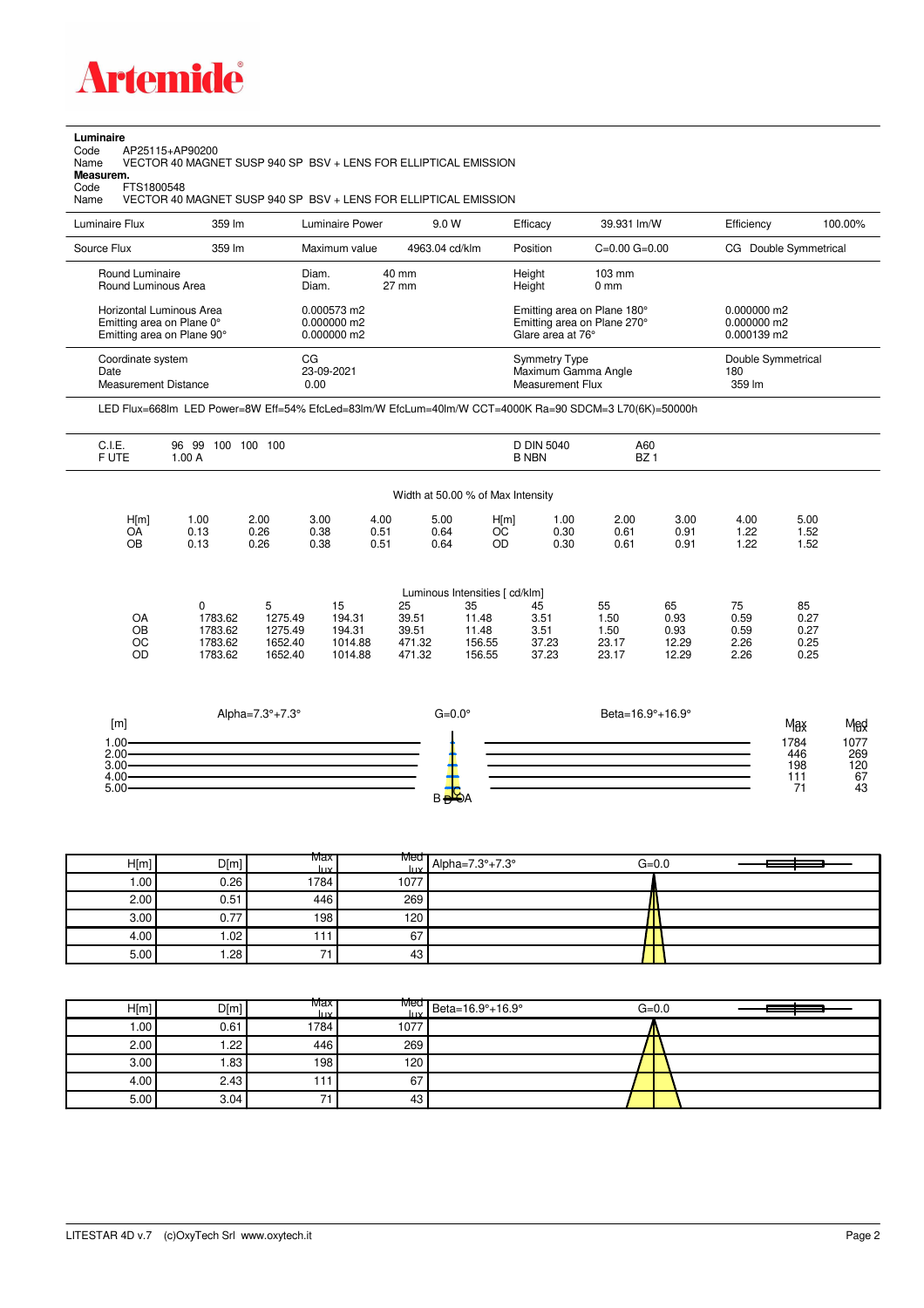**Artemide**

**Luminaire**

Code AP25115+AP90200

Name VECTOR 40 MAGNET SUSP 940 SP BSV + LENS FOR ELLIPTICAL EMISSION

**Measurem.**

Code FTS1800548

Name VECTOR 40 MAGNET SUSP 940 SP BSV + LENS FOR ELLIPTICAL EMISSION

| | | | | | | | |
|---|---|---|---|---|---|---|---|
| Luminaire Flux | 359 lm | Luminaire Power | 9.0 W | Efficacy | 39.931 lm/W | Efficiency | 100.00% |
| Source Flux | 359 lm | Maximum value | 4963.04 cd/klm | Position | C=0.00 G=0.00 | CG | Double Symmetrical |

| | | | | | | |
|---|---|---|---|---|---|---|
| Round Luminaire | Diam. | 40 mm | Height | 103 mm | | |
| Round Luminous Area | Diam. | 27 mm | Height | 0 mm | | |
| Horizontal Luminous Area | 0.000573 m2 | | Emitting area on Plane 180° | | 0.000000 m2 | |
| Emitting area on Plane 0° | 0.000000 m2 | | Emitting area on Plane 270° | | 0.000000 m2 | |
| Emitting area on Plane 90° | 0.000000 m2 | | Glare area at 76° | | 0.000139 m2 | |
| Coordinate system | CG | | Symmetry Type | | Double Symmetrical | |
| Date | 23-09-2021 | | Maximum Gamma Angle | | 180 | |
| Measurement Distance | 0.00 | | Measurement Flux | | 359 lm | |

LED Flux=668lm LED Power=8W Eff=54% EfcLed=83lm/W EfcLum=40lm/W CCT=4000K Ra=90 SDCM=3 L70(6K)=50000h

| | | | |
|---|---|---|---|
| C.I.E. | 96 99 100 100 100 | D DIN 5040 | A60 |
| F UTE | 1.00 A | B NBN | BZ 1 |

Width at 50.00 % of Max Intensity

| H[m] | 1.00 | 2.00 | 3.00 | 4.00 | 5.00 | H[m] | 1.00 | 2.00 | 3.00 | 4.00 | 5.00 |
|---|---|---|---|---|---|---|---|---|---|---|---|
| OA | 0.13 | 0.26 | 0.38 | 0.51 | 0.64 | OC | 0.30 | 0.61 | 0.91 | 1.22 | 1.52 |
| OB | 0.13 | 0.26 | 0.38 | 0.51 | 0.64 | OD | 0.30 | 0.61 | 0.91 | 1.22 | 1.52 |

Luminous Intensities [ cd/klm]

| | 0 | 5 | 15 | 25 | 35 | 45 | 55 | 65 | 75 | 85 |
|---|---|---|---|---|---|---|---|---|---|---|
| OA | 1783.62 | 1275.49 | 194.31 | 39.51 | 11.48 | 3.51 | 1.50 | 0.93 | 0.59 | 0.27 |
| OB | 1783.62 | 1275.49 | 194.31 | 39.51 | 11.48 | 3.51 | 1.50 | 0.93 | 0.59 | 0.27 |
| OC | 1783.62 | 1652.40 | 1014.88 | 471.32 | 156.55 | 37.23 | 23.17 | 12.29 | 2.26 | 0.25 |
| OD | 1783.62 | 1652.40 | 1014.88 | 471.32 | 156.55 | 37.23 | 23.17 | 12.29 | 2.26 | 0.25 |

[m]
Alpha=7.3°+7.3°
G=0.0°
Beta=16.9°+16.9°
Max lux
Med lux
1.00 1784 1077
2.00 446 269
3.00 198 120
4.00 111 67
5.00 71 43
B D C A

| H[m] | D[m] | Max lux | Med lux | Alpha=7.3°+7.3° | G=0.0 |
|---|---|---|---|---|---|
| 1.00 | 0.26 | 1784 | 1077 | | |
| 2.00 | 0.51 | 446 | 269 | | |
| 3.00 | 0.77 | 198 | 120 | | |
| 4.00 | 1.02 | 111 | 67 | | |
| 5.00 | 1.28 | 71 | 43 | | |

| H[m] | D[m] | Max lux | Med lux | Beta=16.9°+16.9° | G=0.0 |
|---|---|---|---|---|---|
| 1.00 | 0.61 | 1784 | 1077 | | |
| 2.00 | 1.22 | 446 | 269 | | |
| 3.00 | 1.83 | 198 | 120 | | |
| 4.00 | 2.43 | 111 | 67 | | |
| 5.00 | 3.04 | 71 | 43 | | |

LITESTAR 4D v.7 (c)OxyTech Srl www.oxytech.it